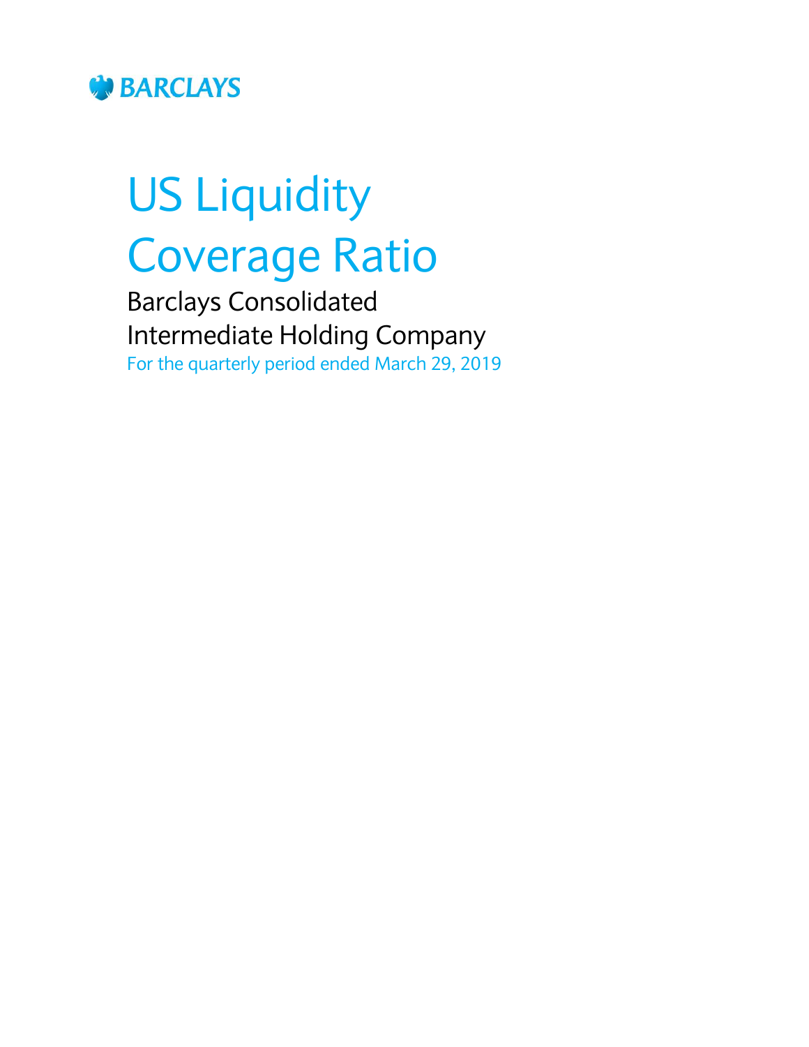BARCLAYS

# US Liquidity Coverage Ratio

## Barclays Consolidated Intermediate Holding Company

For the quarterly period ended March 29, 2019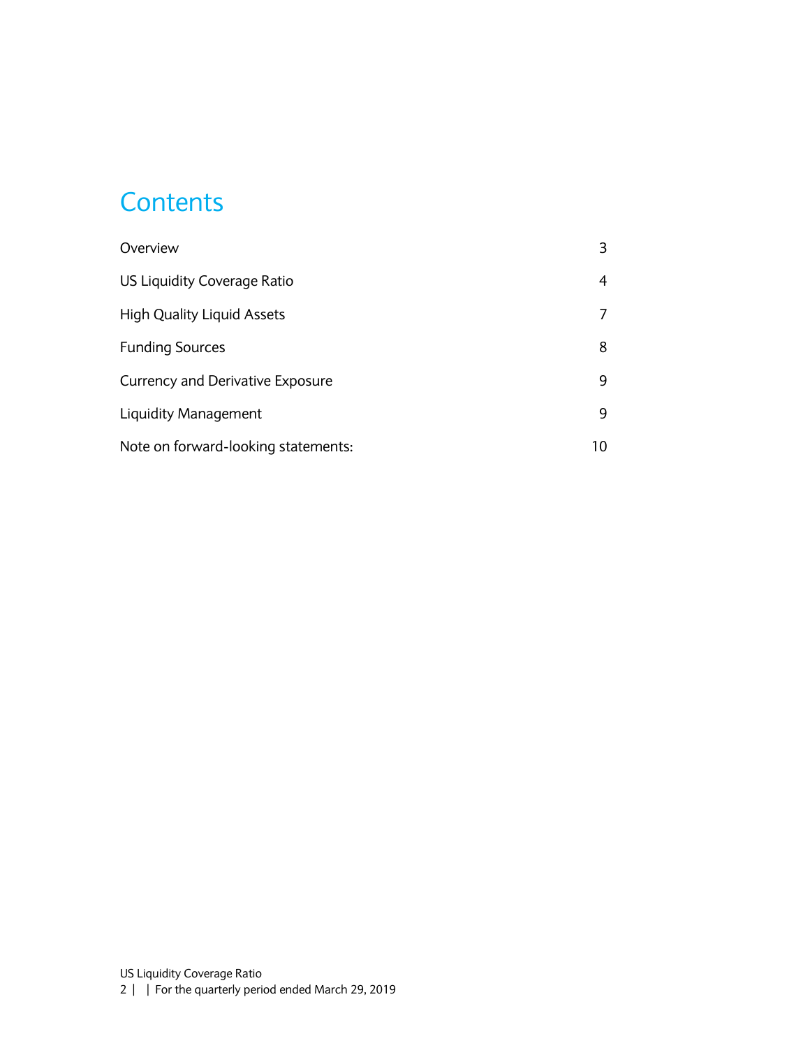# Contents

| | |
|---|---|
| Overview | 3 |
| US Liquidity Coverage Ratio | 4 |
| High Quality Liquid Assets | 7 |
| Funding Sources | 8 |
| Currency and Derivative Exposure | 9 |
| Liquidity Management | 9 |
| Note on forward-looking statements: | 10 |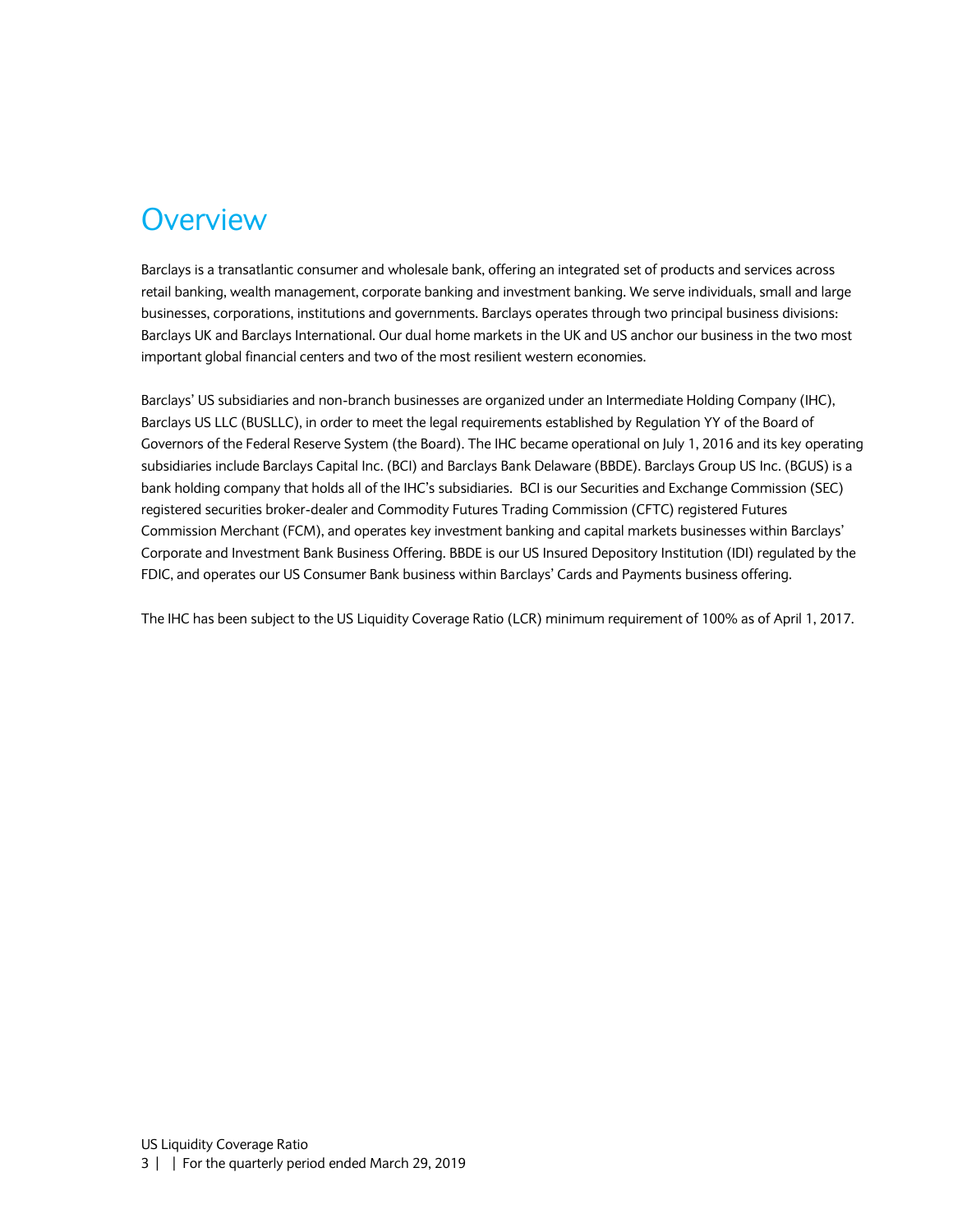# Overview

Barclays is a transatlantic consumer and wholesale bank, offering an integrated set of products and services across retail banking, wealth management, corporate banking and investment banking. We serve individuals, small and large businesses, corporations, institutions and governments. Barclays operates through two principal business divisions: Barclays UK and Barclays International. Our dual home markets in the UK and US anchor our business in the two most important global financial centers and two of the most resilient western economies.

Barclays' US subsidiaries and non-branch businesses are organized under an Intermediate Holding Company (IHC), Barclays US LLC (BUSLLC), in order to meet the legal requirements established by Regulation YY of the Board of Governors of the Federal Reserve System (the Board). The IHC became operational on July 1, 2016 and its key operating subsidiaries include Barclays Capital Inc. (BCI) and Barclays Bank Delaware (BBDE). Barclays Group US Inc. (BGUS) is a bank holding company that holds all of the IHC's subsidiaries. BCI is our Securities and Exchange Commission (SEC) registered securities broker-dealer and Commodity Futures Trading Commission (CFTC) registered Futures Commission Merchant (FCM), and operates key investment banking and capital markets businesses within Barclays' Corporate and Investment Bank Business Offering. BBDE is our US Insured Depository Institution (IDI) regulated by the FDIC, and operates our US Consumer Bank business within Barclays' Cards and Payments business offering.

The IHC has been subject to the US Liquidity Coverage Ratio (LCR) minimum requirement of 100% as of April 1, 2017.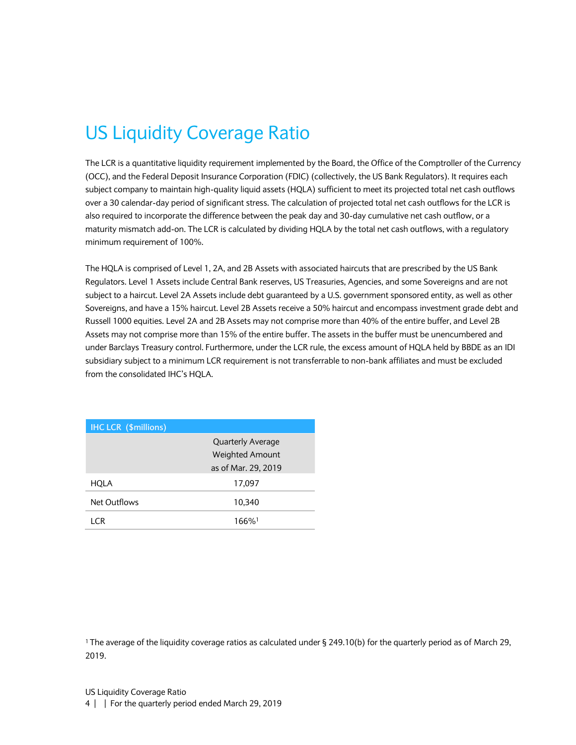# US Liquidity Coverage Ratio

The LCR is a quantitative liquidity requirement implemented by the Board, the Office of the Comptroller of the Currency (OCC), and the Federal Deposit Insurance Corporation (FDIC) (collectively, the US Bank Regulators). It requires each subject company to maintain high-quality liquid assets (HQLA) sufficient to meet its projected total net cash outflows over a 30 calendar-day period of significant stress. The calculation of projected total net cash outflows for the LCR is also required to incorporate the difference between the peak day and 30-day cumulative net cash outflow, or a maturity mismatch add-on. The LCR is calculated by dividing HQLA by the total net cash outflows, with a regulatory minimum requirement of 100%.

The HQLA is comprised of Level 1, 2A, and 2B Assets with associated haircuts that are prescribed by the US Bank Regulators. Level 1 Assets include Central Bank reserves, US Treasuries, Agencies, and some Sovereigns and are not subject to a haircut. Level 2A Assets include debt guaranteed by a U.S. government sponsored entity, as well as other Sovereigns, and have a 15% haircut. Level 2B Assets receive a 50% haircut and encompass investment grade debt and Russell 1000 equities. Level 2A and 2B Assets may not comprise more than 40% of the entire buffer, and Level 2B Assets may not comprise more than 15% of the entire buffer. The assets in the buffer must be unencumbered and under Barclays Treasury control. Furthermore, under the LCR rule, the excess amount of HQLA held by BBDE as an IDI subsidiary subject to a minimum LCR requirement is not transferrable to non-bank affiliates and must be excluded from the consolidated IHC's HQLA.

| IHC LCR ($millions) | Quarterly Average Weighted Amount as of Mar. 29, 2019 |
|---|---|
| HQLA | 17,097 |
| Net Outflows | 10,340 |
| LCR | 166%[1] |

[1] The average of the liquidity coverage ratios as calculated under § 249.10(b) for the quarterly period as of March 29, 2019.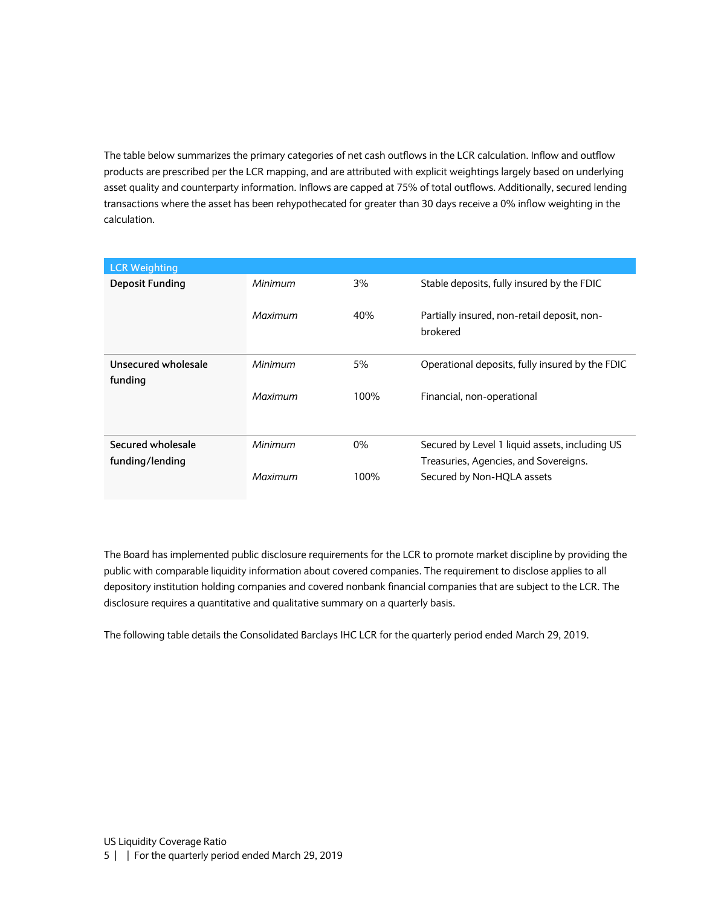The table below summarizes the primary categories of net cash outflows in the LCR calculation. Inflow and outflow products are prescribed per the LCR mapping, and are attributed with explicit weightings largely based on underlying asset quality and counterparty information. Inflows are capped at 75% of total outflows. Additionally, secured lending transactions where the asset has been rehypothecated for greater than 30 days receive a 0% inflow weighting in the calculation.

| LCR Weighting | | | |
|---|---|---|---|
| **Deposit Funding** | *Minimum* | 3% | Stable deposits, fully insured by the FDIC |
| | *Maximum* | 40% | Partially insured, non-retail deposit, non-brokered |
| **Unsecured wholesale funding** | *Minimum* | 5% | Operational deposits, fully insured by the FDIC |
| | *Maximum* | 100% | Financial, non-operational |
| **Secured wholesale funding/lending** | *Minimum* | 0% | Secured by Level 1 liquid assets, including US Treasuries, Agencies, and Sovereigns. |
| | *Maximum* | 100% | Secured by Non-HQLA assets |

The Board has implemented public disclosure requirements for the LCR to promote market discipline by providing the public with comparable liquidity information about covered companies. The requirement to disclose applies to all depository institution holding companies and covered nonbank financial companies that are subject to the LCR. The disclosure requires a quantitative and qualitative summary on a quarterly basis.

The following table details the Consolidated Barclays IHC LCR for the quarterly period ended March 29, 2019.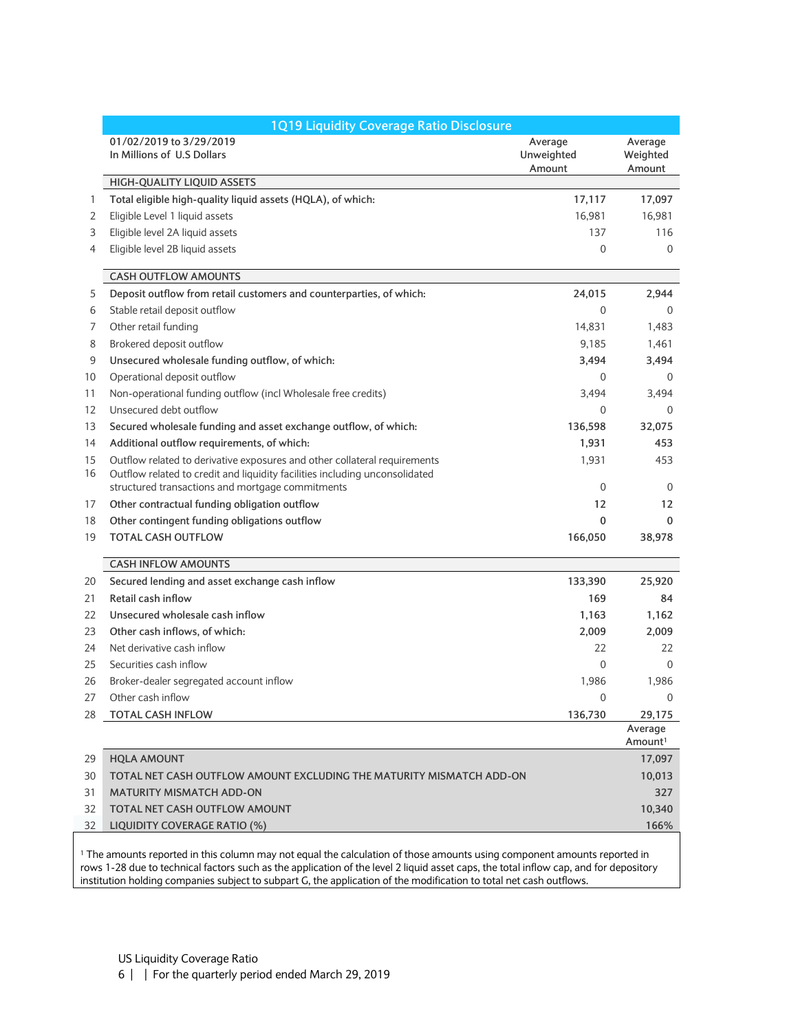## 1Q19 Liquidity Coverage Ratio Disclosure

| | 01/02/2019 to 3/29/2019<br>In Millions of U.S Dollars | Average Unweighted Amount | Average Weighted Amount |
|---|---|---|---|
| | **HIGH-QUALITY LIQUID ASSETS** | | |
| 1 | **Total eligible high-quality liquid assets (HQLA), of which:** | **17,117** | **17,097** |
| 2 | Eligible Level 1 liquid assets | 16,981 | 16,981 |
| 3 | Eligible level 2A liquid assets | 137 | 116 |
| 4 | Eligible level 2B liquid assets | 0 | 0 |
| | **CASH OUTFLOW AMOUNTS** | | |
| 5 | **Deposit outflow from retail customers and counterparties, of which:** | **24,015** | **2,944** |
| 6 | Stable retail deposit outflow | 0 | 0 |
| 7 | Other retail funding | 14,831 | 1,483 |
| 8 | Brokered deposit outflow | 9,185 | 1,461 |
| 9 | **Unsecured wholesale funding outflow, of which:** | **3,494** | **3,494** |
| 10 | Operational deposit outflow | 0 | 0 |
| 11 | Non-operational funding outflow (incl Wholesale free credits) | 3,494 | 3,494 |
| 12 | Unsecured debt outflow | 0 | 0 |
| 13 | **Secured wholesale funding and asset exchange outflow, of which:** | **136,598** | **32,075** |
| 14 | **Additional outflow requirements, of which:** | **1,931** | **453** |
| 15 | Outflow related to derivative exposures and other collateral requirements | 1,931 | 453 |
| 16 | Outflow related to credit and liquidity facilities including unconsolidated structured transactions and mortgage commitments | 0 | 0 |
| 17 | **Other contractual funding obligation outflow** | **12** | **12** |
| 18 | **Other contingent funding obligations outflow** | **0** | **0** |
| 19 | **TOTAL CASH OUTFLOW** | **166,050** | **38,978** |
| | **CASH INFLOW AMOUNTS** | | |
| 20 | **Secured lending and asset exchange cash inflow** | **133,390** | **25,920** |
| 21 | **Retail cash inflow** | **169** | **84** |
| 22 | **Unsecured wholesale cash inflow** | **1,163** | **1,162** |
| 23 | **Other cash inflows, of which:** | **2,009** | **2,009** |
| 24 | Net derivative cash inflow | 22 | 22 |
| 25 | Securities cash inflow | 0 | 0 |
| 26 | Broker-dealer segregated account inflow | 1,986 | 1,986 |
| 27 | Other cash inflow | 0 | 0 |
| 28 | **TOTAL CASH INFLOW** | **136,730** | **29,175** |
| | | | Average Amount[1] |
| 29 | **HQLA AMOUNT** | | **17,097** |
| 30 | **TOTAL NET CASH OUTFLOW AMOUNT EXCLUDING THE MATURITY MISMATCH ADD-ON** | | **10,013** |
| 31 | **MATURITY MISMATCH ADD-ON** | | **327** |
| 32 | **TOTAL NET CASH OUTFLOW AMOUNT** | | **10,340** |
| 32 | **LIQUIDITY COVERAGE RATIO (%)** | | **166%** |

[1] The amounts reported in this column may not equal the calculation of those amounts using component amounts reported in rows 1-28 due to technical factors such as the application of the level 2 liquid asset caps, the total inflow cap, and for depository institution holding companies subject to subpart G, the application of the modification to total net cash outflows.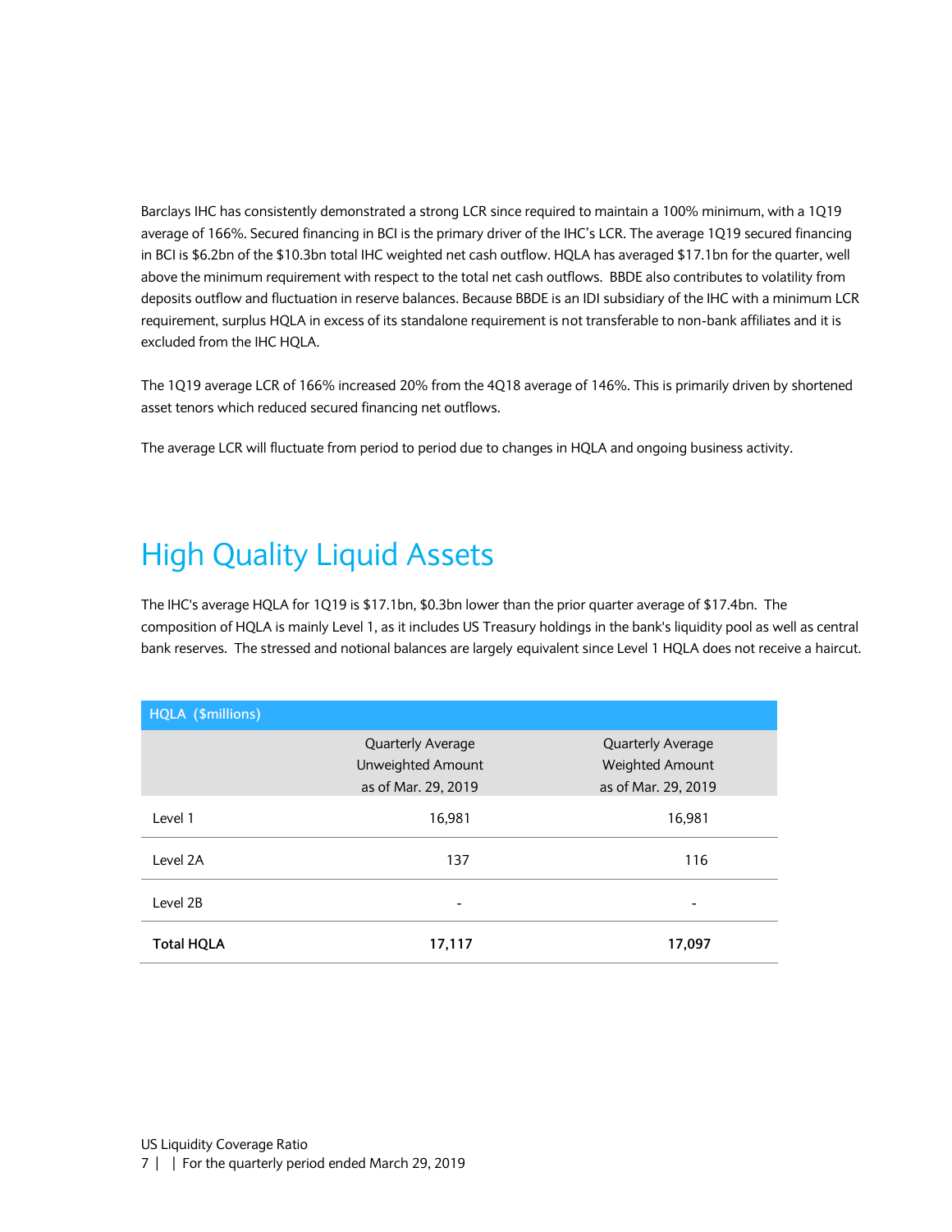Barclays IHC has consistently demonstrated a strong LCR since required to maintain a 100% minimum, with a 1Q19 average of 166%. Secured financing in BCI is the primary driver of the IHC's LCR. The average 1Q19 secured financing in BCI is $6.2bn of the $10.3bn total IHC weighted net cash outflow. HQLA has averaged $17.1bn for the quarter, well above the minimum requirement with respect to the total net cash outflows. BBDE also contributes to volatility from deposits outflow and fluctuation in reserve balances. Because BBDE is an IDI subsidiary of the IHC with a minimum LCR requirement, surplus HQLA in excess of its standalone requirement is not transferable to non-bank affiliates and it is excluded from the IHC HQLA.

The 1Q19 average LCR of 166% increased 20% from the 4Q18 average of 146%. This is primarily driven by shortened asset tenors which reduced secured financing net outflows.

The average LCR will fluctuate from period to period due to changes in HQLA and ongoing business activity.

# High Quality Liquid Assets

The IHC's average HQLA for 1Q19 is $17.1bn, $0.3bn lower than the prior quarter average of $17.4bn. The composition of HQLA is mainly Level 1, as it includes US Treasury holdings in the bank's liquidity pool as well as central bank reserves. The stressed and notional balances are largely equivalent since Level 1 HQLA does not receive a haircut.

| HQLA ($millions) | Quarterly Average Unweighted Amount as of Mar. 29, 2019 | Quarterly Average Weighted Amount as of Mar. 29, 2019 |
|---|---|---|
| Level 1 | 16,981 | 16,981 |
| Level 2A | 137 | 116 |
| Level 2B | - | - |
| **Total HQLA** | **17,117** | **17,097** |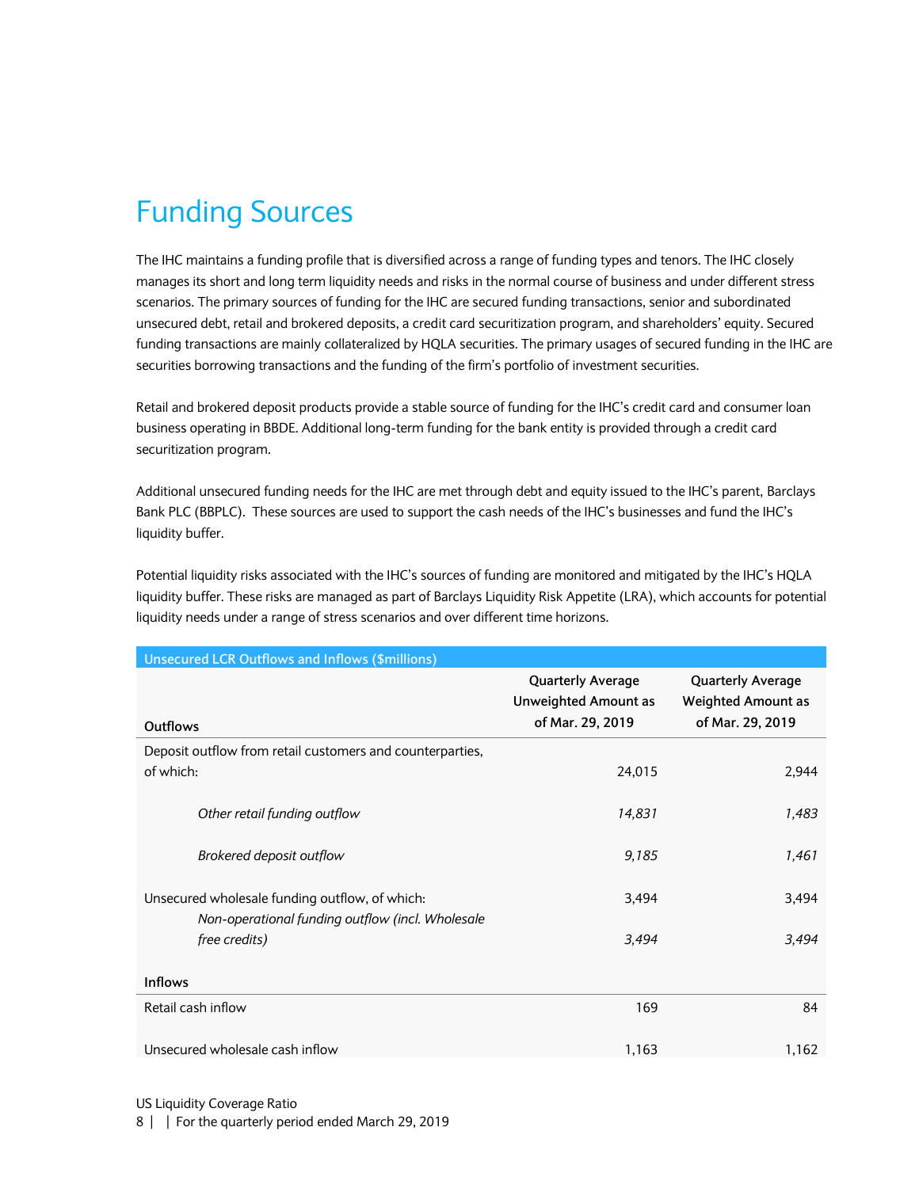# Funding Sources

The IHC maintains a funding profile that is diversified across a range of funding types and tenors. The IHC closely manages its short and long term liquidity needs and risks in the normal course of business and under different stress scenarios. The primary sources of funding for the IHC are secured funding transactions, senior and subordinated unsecured debt, retail and brokered deposits, a credit card securitization program, and shareholders' equity. Secured funding transactions are mainly collateralized by HQLA securities. The primary usages of secured funding in the IHC are securities borrowing transactions and the funding of the firm's portfolio of investment securities.

Retail and brokered deposit products provide a stable source of funding for the IHC's credit card and consumer loan business operating in BBDE. Additional long-term funding for the bank entity is provided through a credit card securitization program.

Additional unsecured funding needs for the IHC are met through debt and equity issued to the IHC's parent, Barclays Bank PLC (BBPLC). These sources are used to support the cash needs of the IHC's businesses and fund the IHC's liquidity buffer.

Potential liquidity risks associated with the IHC's sources of funding are monitored and mitigated by the IHC's HQLA liquidity buffer. These risks are managed as part of Barclays Liquidity Risk Appetite (LRA), which accounts for potential liquidity needs under a range of stress scenarios and over different time horizons.

| Unsecured LCR Outflows and Inflows ($millions) | | |
|---|---|---|
| **Outflows** | **Quarterly Average Unweighted Amount as of Mar. 29, 2019** | **Quarterly Average Weighted Amount as of Mar. 29, 2019** |
| Deposit outflow from retail customers and counterparties, of which: | 24,015 | 2,944 |
| *Other retail funding outflow* | *14,831* | *1,483* |
| *Brokered deposit outflow* | *9,185* | *1,461* |
| Unsecured wholesale funding outflow, of which: | 3,494 | 3,494 |
| *Non-operational funding outflow (incl. Wholesale free credits)* | *3,494* | *3,494* |
| **Inflows** | | |
| Retail cash inflow | 169 | 84 |
| Unsecured wholesale cash inflow | 1,163 | 1,162 |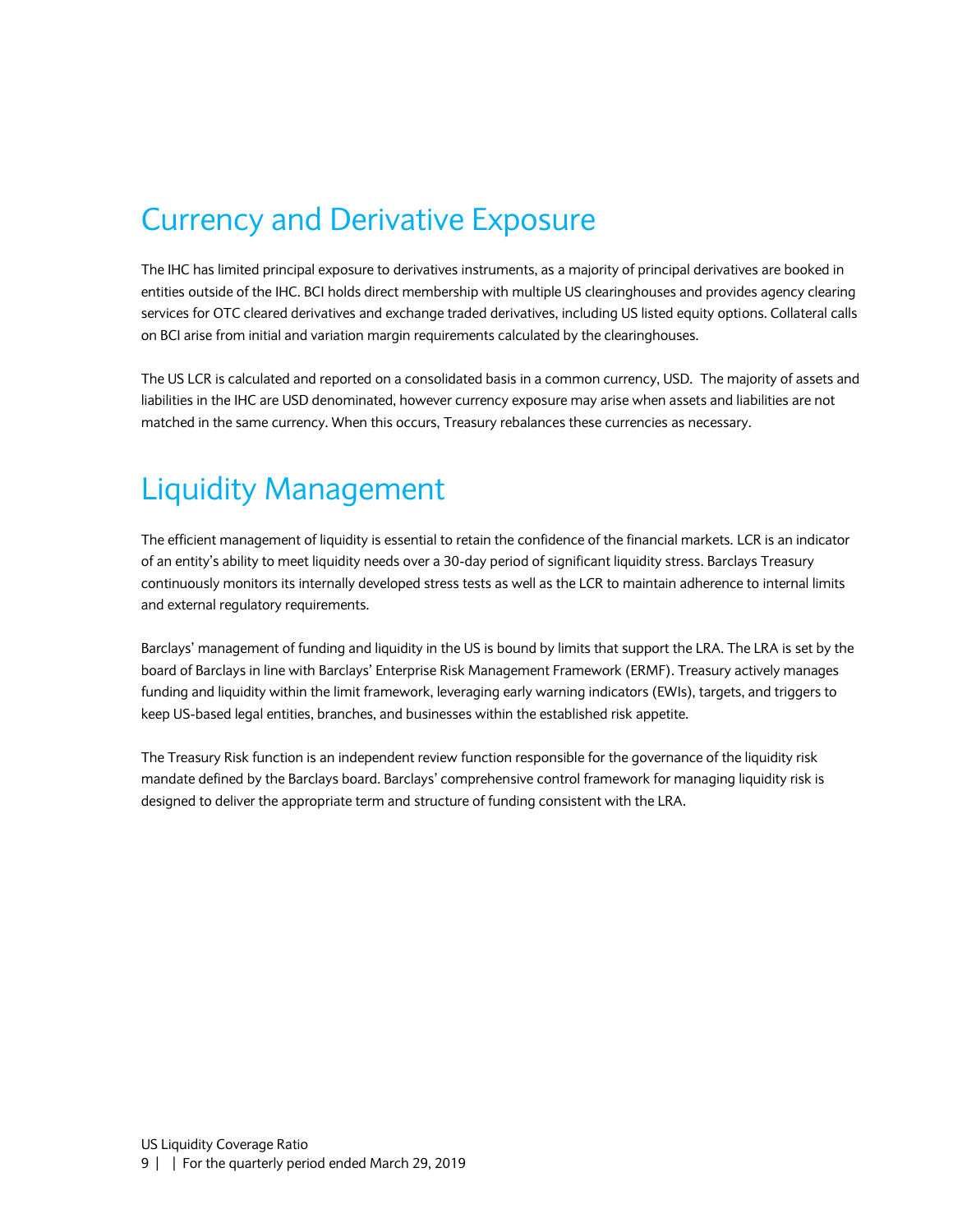# Currency and Derivative Exposure

The IHC has limited principal exposure to derivatives instruments, as a majority of principal derivatives are booked in entities outside of the IHC. BCI holds direct membership with multiple US clearinghouses and provides agency clearing services for OTC cleared derivatives and exchange traded derivatives, including US listed equity options. Collateral calls on BCI arise from initial and variation margin requirements calculated by the clearinghouses.

The US LCR is calculated and reported on a consolidated basis in a common currency, USD. The majority of assets and liabilities in the IHC are USD denominated, however currency exposure may arise when assets and liabilities are not matched in the same currency. When this occurs, Treasury rebalances these currencies as necessary.

# Liquidity Management

The efficient management of liquidity is essential to retain the confidence of the financial markets. LCR is an indicator of an entity's ability to meet liquidity needs over a 30-day period of significant liquidity stress. Barclays Treasury continuously monitors its internally developed stress tests as well as the LCR to maintain adherence to internal limits and external regulatory requirements.

Barclays' management of funding and liquidity in the US is bound by limits that support the LRA. The LRA is set by the board of Barclays in line with Barclays' Enterprise Risk Management Framework (ERMF). Treasury actively manages funding and liquidity within the limit framework, leveraging early warning indicators (EWIs), targets, and triggers to keep US-based legal entities, branches, and businesses within the established risk appetite.

The Treasury Risk function is an independent review function responsible for the governance of the liquidity risk mandate defined by the Barclays board. Barclays' comprehensive control framework for managing liquidity risk is designed to deliver the appropriate term and structure of funding consistent with the LRA.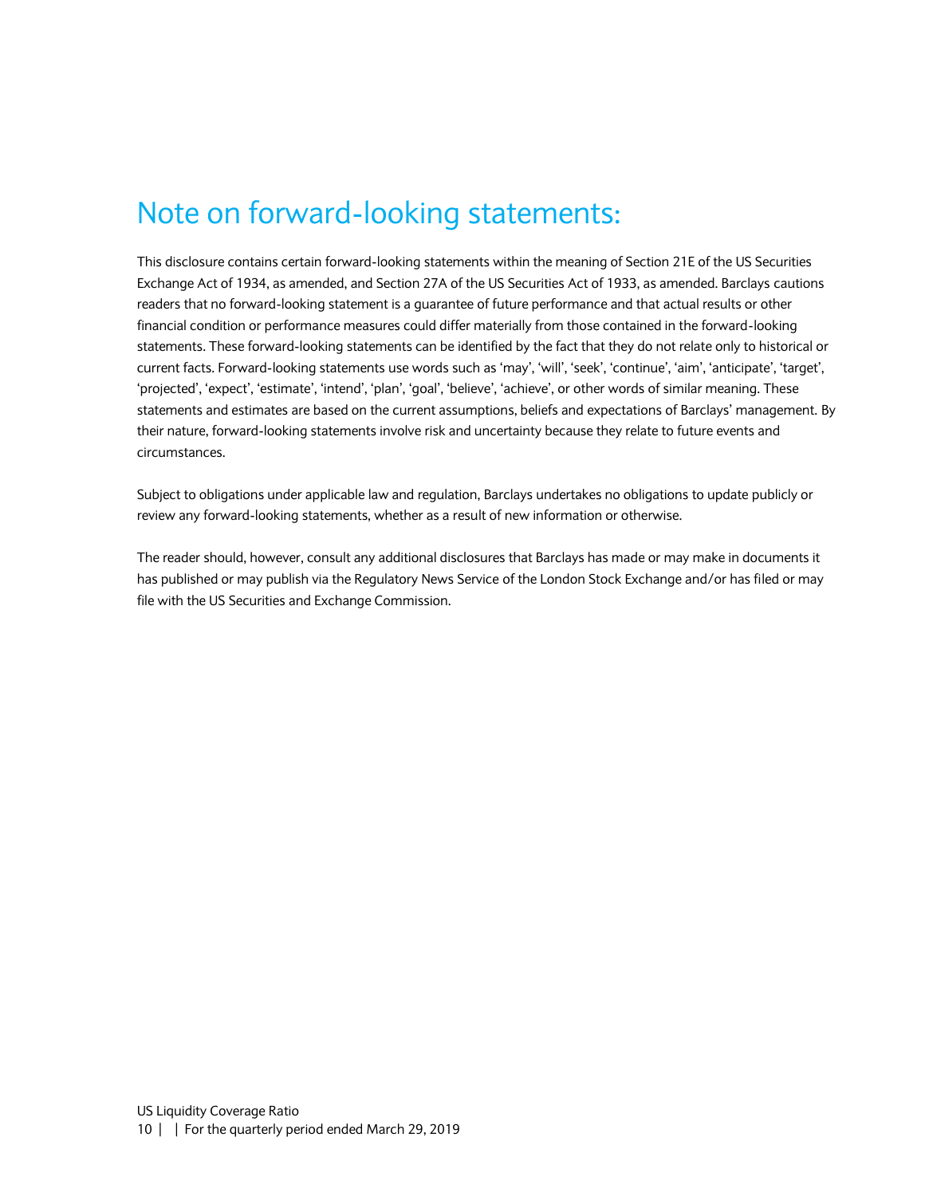# Note on forward-looking statements:

This disclosure contains certain forward-looking statements within the meaning of Section 21E of the US Securities Exchange Act of 1934, as amended, and Section 27A of the US Securities Act of 1933, as amended. Barclays cautions readers that no forward-looking statement is a guarantee of future performance and that actual results or other financial condition or performance measures could differ materially from those contained in the forward-looking statements. These forward-looking statements can be identified by the fact that they do not relate only to historical or current facts. Forward-looking statements use words such as 'may', 'will', 'seek', 'continue', 'aim', 'anticipate', 'target', 'projected', 'expect', 'estimate', 'intend', 'plan', 'goal', 'believe', 'achieve', or other words of similar meaning. These statements and estimates are based on the current assumptions, beliefs and expectations of Barclays' management. By their nature, forward-looking statements involve risk and uncertainty because they relate to future events and circumstances.

Subject to obligations under applicable law and regulation, Barclays undertakes no obligations to update publicly or review any forward-looking statements, whether as a result of new information or otherwise.

The reader should, however, consult any additional disclosures that Barclays has made or may make in documents it has published or may publish via the Regulatory News Service of the London Stock Exchange and/or has filed or may file with the US Securities and Exchange Commission.